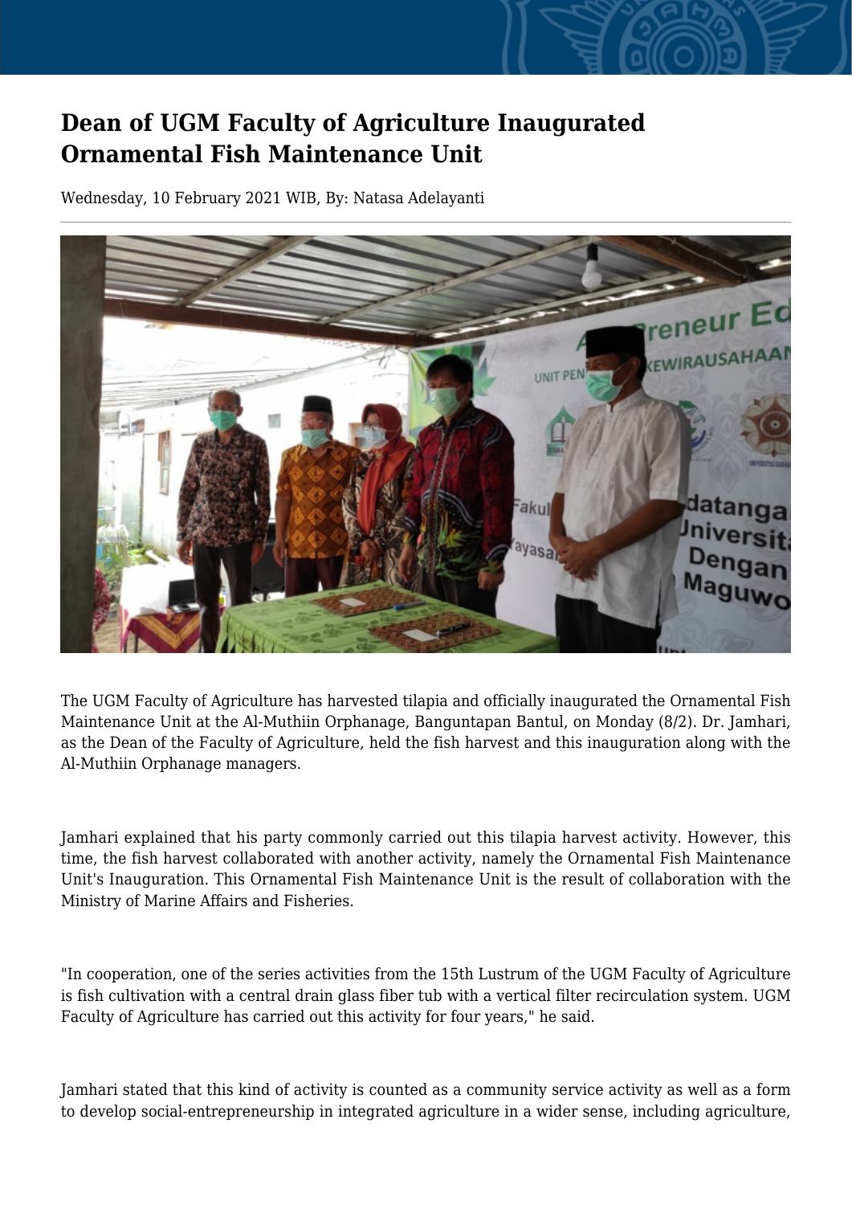# Dean of UGM Faculty of Agriculture Inaugurated Ornamental Fish Maintenance Unit

Wednesday, 10 February 2021 WIB, By: Natasa Adelayanti

The UGM Faculty of Agriculture has harvested tilapia and officially inaugurated the Ornamental Fish Maintenance Unit at the Al-Muthiin Orphanage, Banguntapan Bantul, on Monday (8/2). Dr. Jamhari, as the Dean of the Faculty of Agriculture, held the fish harvest and this inauguration along with the Al-Muthiin Orphanage managers.

Jamhari explained that his party commonly carried out this tilapia harvest activity. However, this time, the fish harvest collaborated with another activity, namely the Ornamental Fish Maintenance Unit's Inauguration. This Ornamental Fish Maintenance Unit is the result of collaboration with the Ministry of Marine Affairs and Fisheries.

"In cooperation, one of the series activities from the 15th Lustrum of the UGM Faculty of Agriculture is fish cultivation with a central drain glass fiber tub with a vertical filter recirculation system. UGM Faculty of Agriculture has carried out this activity for four years," he said.

Jamhari stated that this kind of activity is counted as a community service activity as well as a form to develop social-entrepreneurship in integrated agriculture in a wider sense, including agriculture,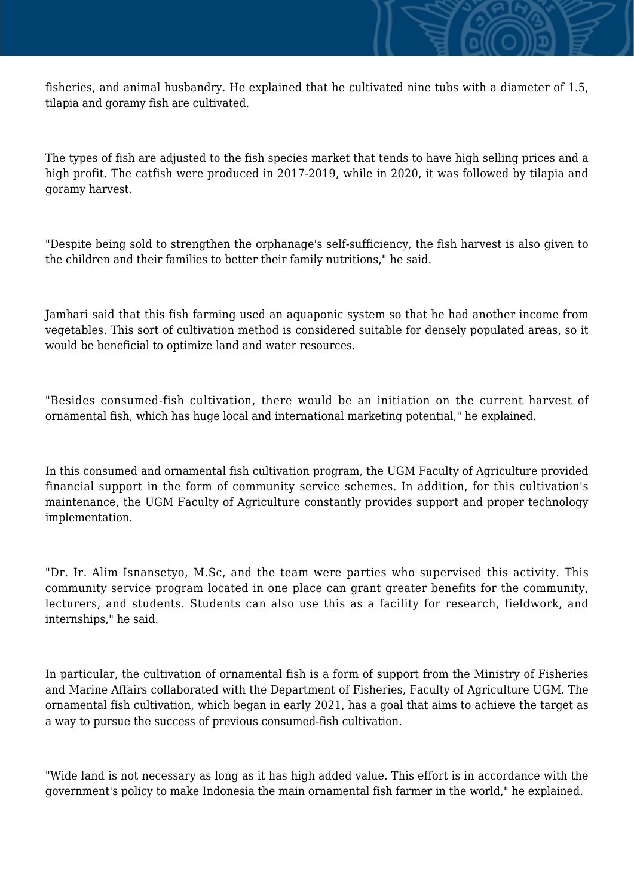fisheries, and animal husbandry. He explained that he cultivated nine tubs with a diameter of 1.5, tilapia and goramy fish are cultivated.

The types of fish are adjusted to the fish species market that tends to have high selling prices and a high profit. The catfish were produced in 2017-2019, while in 2020, it was followed by tilapia and goramy harvest.

"Despite being sold to strengthen the orphanage's self-sufficiency, the fish harvest is also given to the children and their families to better their family nutritions," he said.

Jamhari said that this fish farming used an aquaponic system so that he had another income from vegetables. This sort of cultivation method is considered suitable for densely populated areas, so it would be beneficial to optimize land and water resources.

"Besides consumed-fish cultivation, there would be an initiation on the current harvest of ornamental fish, which has huge local and international marketing potential," he explained.

In this consumed and ornamental fish cultivation program, the UGM Faculty of Agriculture provided financial support in the form of community service schemes. In addition, for this cultivation's maintenance, the UGM Faculty of Agriculture constantly provides support and proper technology implementation.

"Dr. Ir. Alim Isnansetyo, M.Sc, and the team were parties who supervised this activity. This community service program located in one place can grant greater benefits for the community, lecturers, and students. Students can also use this as a facility for research, fieldwork, and internships," he said.

In particular, the cultivation of ornamental fish is a form of support from the Ministry of Fisheries and Marine Affairs collaborated with the Department of Fisheries, Faculty of Agriculture UGM. The ornamental fish cultivation, which began in early 2021, has a goal that aims to achieve the target as a way to pursue the success of previous consumed-fish cultivation.

"Wide land is not necessary as long as it has high added value. This effort is in accordance with the government's policy to make Indonesia the main ornamental fish farmer in the world," he explained.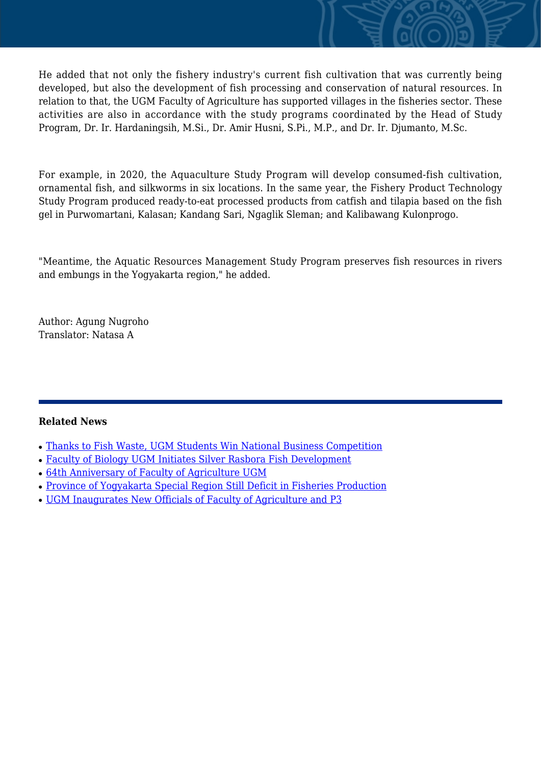He added that not only the fishery industry's current fish cultivation that was currently being developed, but also the development of fish processing and conservation of natural resources. In relation to that, the UGM Faculty of Agriculture has supported villages in the fisheries sector. These activities are also in accordance with the study programs coordinated by the Head of Study Program, Dr. Ir. Hardaningsih, M.Si., Dr. Amir Husni, S.Pi., M.P., and Dr. Ir. Djumanto, M.Sc.

For example, in 2020, the Aquaculture Study Program will develop consumed-fish cultivation, ornamental fish, and silkworms in six locations. In the same year, the Fishery Product Technology Study Program produced ready-to-eat processed products from catfish and tilapia based on the fish gel in Purwomartani, Kalasan; Kandang Sari, Ngaglik Sleman; and Kalibawang Kulonprogo.

"Meantime, the Aquatic Resources Management Study Program preserves fish resources in rivers and embungs in the Yogyakarta region," he added.

Author: Agung Nugroho
Translator: Natasa A

---

**Related News**

- Thanks to Fish Waste, UGM Students Win National Business Competition
- Faculty of Biology UGM Initiates Silver Rasbora Fish Development
- 64th Anniversary of Faculty of Agriculture UGM
- Province of Yogyakarta Special Region Still Deficit in Fisheries Production
- UGM Inaugurates New Officials of Faculty of Agriculture and P3